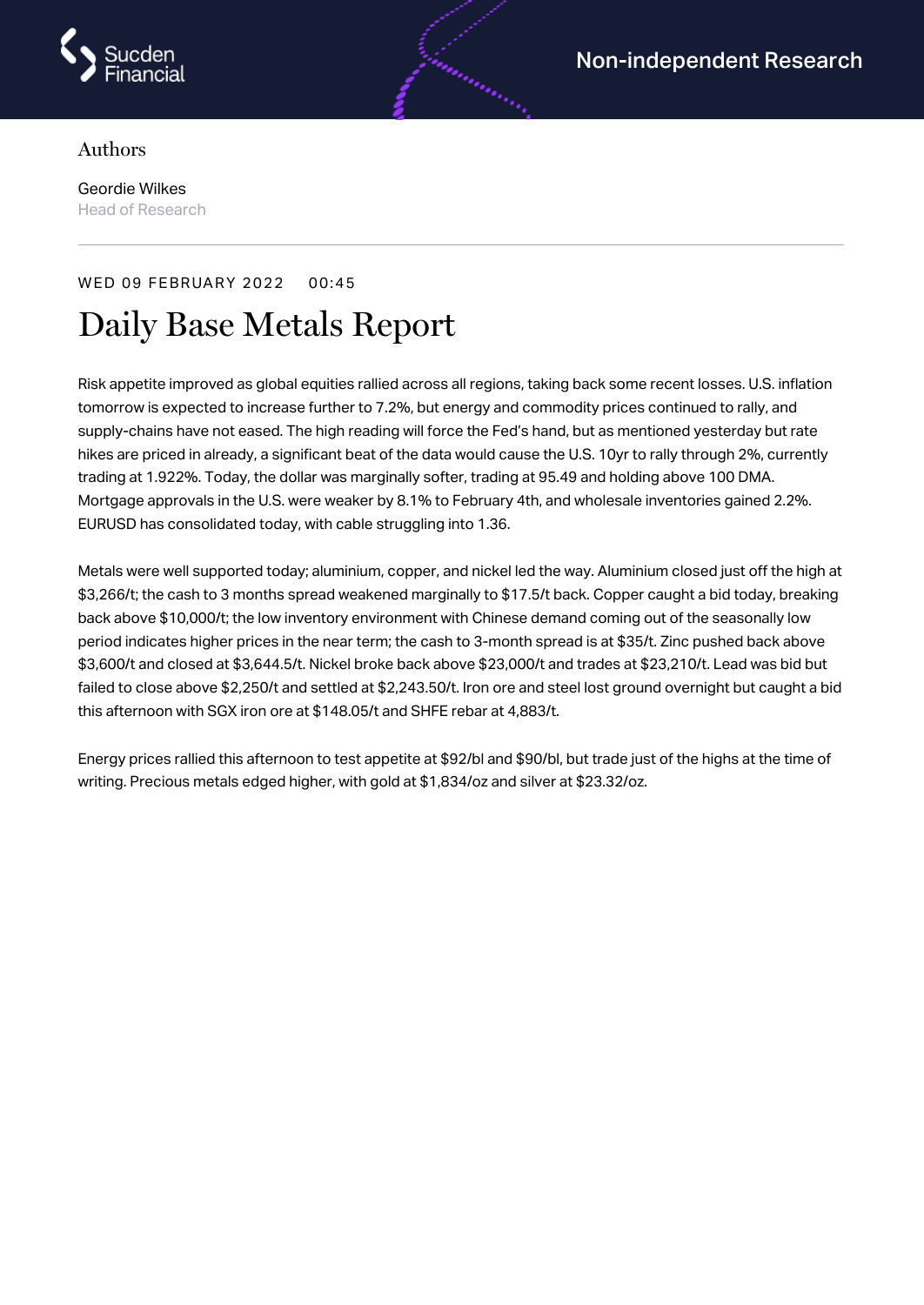Non-independent Research

Authors

Geordie Wilkes
Head of Research

WED 09 FEBRUARY 2022 00:45

# Daily Base Metals Report

Risk appetite improved as global equities rallied across all regions, taking back some recent losses. U.S. inflation tomorrow is expected to increase further to 7.2%, but energy and commodity prices continued to rally, and supply-chains have not eased. The high reading will force the Fed's hand, but as mentioned yesterday but rate hikes are priced in already, a significant beat of the data would cause the U.S. 10yr to rally through 2%, currently trading at 1.922%. Today, the dollar was marginally softer, trading at 95.49 and holding above 100 DMA. Mortgage approvals in the U.S. were weaker by 8.1% to February 4th, and wholesale inventories gained 2.2%. EURUSD has consolidated today, with cable struggling into 1.36.

Metals were well supported today; aluminium, copper, and nickel led the way. Aluminium closed just off the high at $3,266/t; the cash to 3 months spread weakened marginally to $17.5/t back. Copper caught a bid today, breaking back above $10,000/t; the low inventory environment with Chinese demand coming out of the seasonally low period indicates higher prices in the near term; the cash to 3-month spread is at $35/t. Zinc pushed back above $3,600/t and closed at $3,644.5/t. Nickel broke back above $23,000/t and trades at $23,210/t. Lead was bid but failed to close above $2,250/t and settled at $2,243.50/t. Iron ore and steel lost ground overnight but caught a bid this afternoon with SGX iron ore at $148.05/t and SHFE rebar at 4,883/t.

Energy prices rallied this afternoon to test appetite at $92/bl and $90/bl, but trade just of the highs at the time of writing. Precious metals edged higher, with gold at $1,834/oz and silver at $23.32/oz.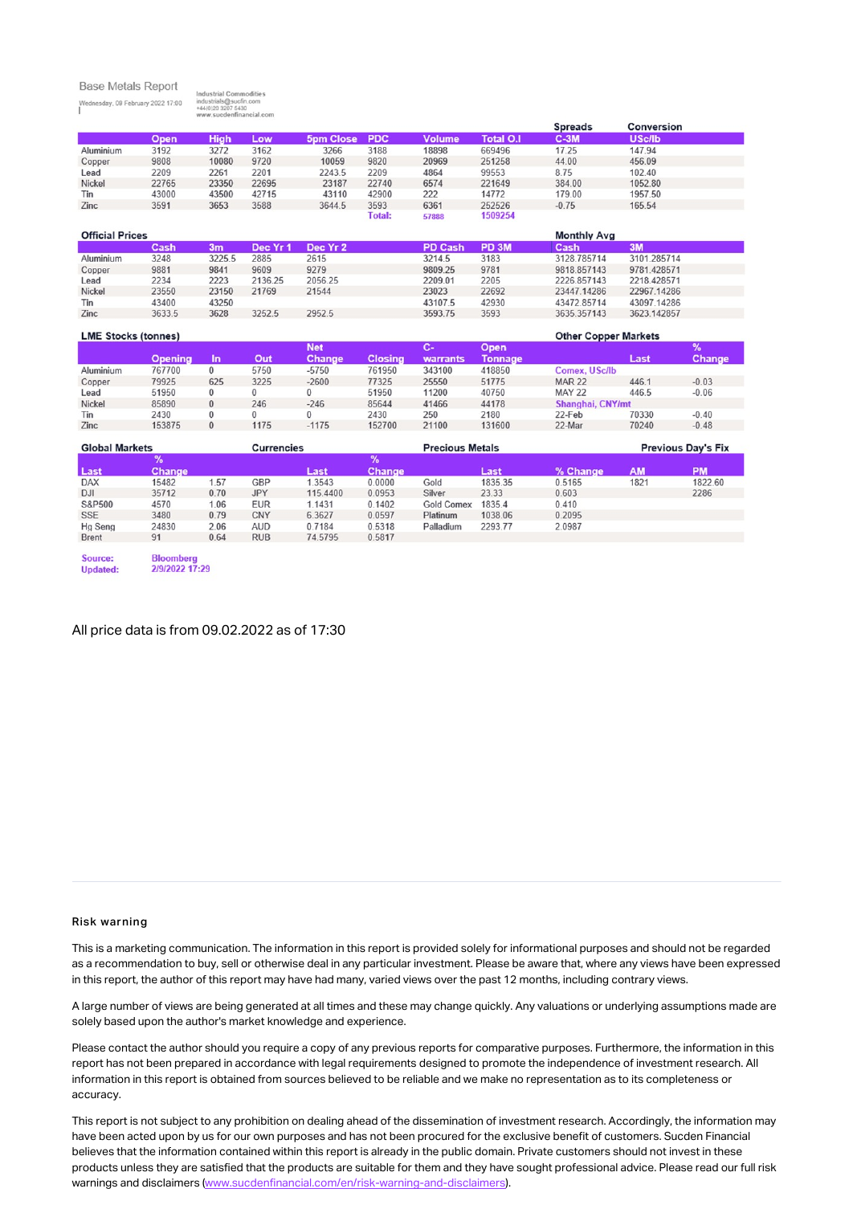# Base Metals Report

Wednesday, 09 February 2022 17:00

Industrial Commodities
industrials@sucfin.com
+44(0)20 3207 5430
www.sucdenfinancial.com

| | Open | High | Low | 5pm Close | PDC | Volume | Total O.I | Spreads C-3M | Conversion USc/lb |
|---|---|---|---|---|---|---|---|---|---|
| Aluminium | 3192 | 3272 | 3162 | 3266 | 3188 | 18898 | 669496 | 17.25 | 147.94 |
| Copper | 9808 | 10080 | 9720 | 10059 | 9820 | 20969 | 251258 | 44.00 | 456.09 |
| Lead | 2209 | 2261 | 2201 | 2243.5 | 2209 | 4864 | 99553 | 8.75 | 102.40 |
| Nickel | 22765 | 23350 | 22695 | 23187 | 22740 | 6574 | 221649 | 384.00 | 1052.80 |
| Tin | 43000 | 43500 | 42715 | 43110 | 42900 | 222 | 14772 | 179.00 | 1957.50 |
| Zinc | 3591 | 3653 | 3588 | 3644.5 | 3593 | 6361 | 252526 | -0.75 | 165.54 |
| | | | | | Total: | 57888 | 1509254 | | |

## Official Prices

| | Cash | 3m | Dec Yr 1 | Dec Yr 2 | PD Cash | PD 3M | Monthly Avg Cash | Monthly Avg 3M |
|---|---|---|---|---|---|---|---|---|
| Aluminium | 3248 | 3225.5 | 2885 | 2615 | 3214.5 | 3183 | 3128.785714 | 3101.285714 |
| Copper | 9881 | 9841 | 9609 | 9279 | 9809.25 | 9781 | 9818.857143 | 9781.428571 |
| Lead | 2234 | 2223 | 2136.25 | 2056.25 | 2209.01 | 2205 | 2226.857143 | 2218.428571 |
| Nickel | 23550 | 23150 | 21769 | 21544 | 23023 | 22692 | 23447.14286 | 22967.14286 |
| Tin | 43400 | 43250 | | | 43107.5 | 42930 | 43472.85714 | 43097.14286 |
| Zinc | 3633.5 | 3628 | 3252.5 | 2952.5 | 3593.75 | 3593 | 3635.357143 | 3623.142857 |

## LME Stocks (tonnes)

| | Opening | In | Out | Net Change | Closing | C-warrants | Open Tonnage |
|---|---|---|---|---|---|---|---|
| Aluminium | 767700 | 0 | 5750 | -5750 | 761950 | 343100 | 418850 |
| Copper | 79925 | 625 | 3225 | -2600 | 77325 | 25550 | 51775 |
| Lead | 51950 | 0 | 0 | 0 | 51950 | 11200 | 40750 |
| Nickel | 85890 | 0 | 246 | -246 | 85644 | 41466 | 44178 |
| Tin | 2430 | 0 | 0 | 0 | 2430 | 250 | 2180 |
| Zinc | 153875 | 0 | 1175 | -1175 | 152700 | 21100 | 131600 |

## Other Copper Markets

| | Last | % Change |
|---|---|---|
| Comex, USc/lb | | |
| MAR 22 | 446.1 | -0.03 |
| MAY 22 | 446.5 | -0.06 |
| Shanghai, CNY/mt | | |
| 22-Feb | 70330 | -0.40 |
| 22-Mar | 70240 | -0.48 |

## Global Markets

| | Last | % Change |
|---|---|---|
| DAX | 15482 | 1.57 |
| DJI | 35712 | 0.70 |
| S&P500 | 4570 | 1.06 |
| SSE | 3480 | 0.79 |
| Hg Seng | 24830 | 2.06 |
| Brent | 91 | 0.64 |

## Currencies

| | Last | % Change |
|---|---|---|
| GBP | 1.3543 | 0.0000 |
| JPY | 115.4400 | 0.0953 |
| EUR | 1.1431 | 0.1402 |
| CNY | 6.3627 | 0.0597 |
| AUD | 0.7184 | 0.5318 |
| RUB | 74.5795 | 0.5817 |

## Precious Metals

| | Last | % Change | Previous Day's Fix AM | Previous Day's Fix PM |
|---|---|---|---|---|
| Gold | 1835.35 | 0.5165 | 1821 | 1822.60 |
| Silver | 23.33 | 0.603 | | 2286 |
| Gold Comex | 1835.4 | 0.410 | | |
| Platinum | 1038.06 | 0.2095 | | |
| Palladium | 2293.77 | 2.0987 | | |

Source: Bloomberg
Updated: 2/9/2022 17:29

All price data is from 09.02.2022 as of 17:30

## Risk warning

This is a marketing communication. The information in this report is provided solely for informational purposes and should not be regarded as a recommendation to buy, sell or otherwise deal in any particular investment. Please be aware that, where any views have been expressed in this report, the author of this report may have had many, varied views over the past 12 months, including contrary views.

A large number of views are being generated at all times and these may change quickly. Any valuations or underlying assumptions made are solely based upon the author's market knowledge and experience.

Please contact the author should you require a copy of any previous reports for comparative purposes. Furthermore, the information in this report has not been prepared in accordance with legal requirements designed to promote the independence of investment research. All information in this report is obtained from sources believed to be reliable and we make no representation as to its completeness or accuracy.

This report is not subject to any prohibition on dealing ahead of the dissemination of investment research. Accordingly, the information may have been acted upon by us for our own purposes and has not been procured for the exclusive benefit of customers. Sucden Financial believes that the information contained within this report is already in the public domain. Private customers should not invest in these products unless they are satisfied that the products are suitable for them and they have sought professional advice. Please read our full risk warnings and disclaimers (www.sucdenfinancial.com/en/risk-warning-and-disclaimers).